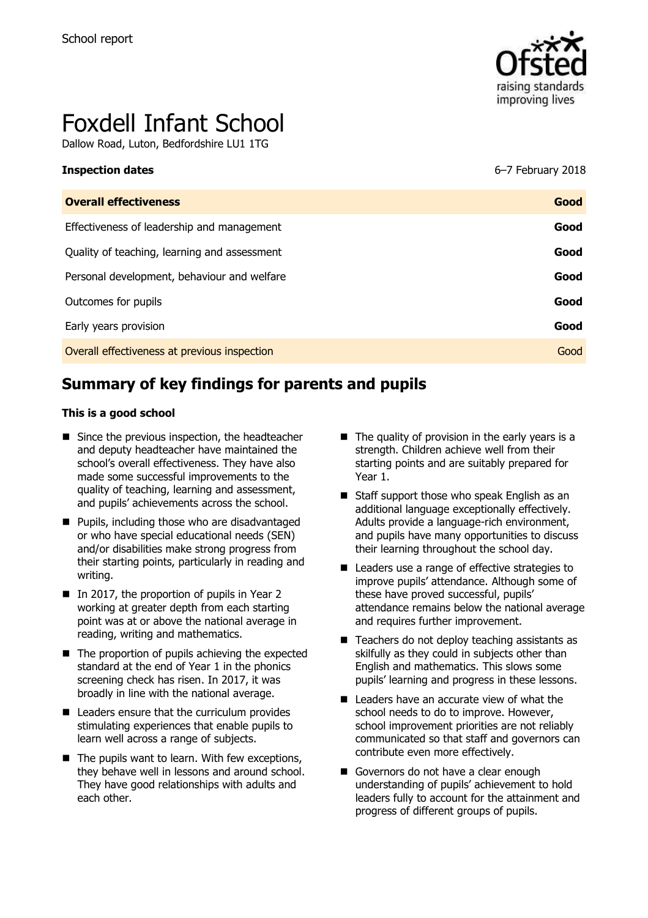School report

# Foxdell Infant School

Dallow Road, Luton, Bedfordshire LU1 1TG

**Inspection dates** 6–7 February 2018

| **Overall effectiveness** | **Good** |
|---|---|
| Effectiveness of leadership and management | **Good** |
| Quality of teaching, learning and assessment | **Good** |
| Personal development, behaviour and welfare | **Good** |
| Outcomes for pupils | **Good** |
| Early years provision | **Good** |
| Overall effectiveness at previous inspection | Good |

## Summary of key findings for parents and pupils

**This is a good school**

- Since the previous inspection, the headteacher and deputy headteacher have maintained the school's overall effectiveness. They have also made some successful improvements to the quality of teaching, learning and assessment, and pupils' achievements across the school.
- Pupils, including those who are disadvantaged or who have special educational needs (SEN) and/or disabilities make strong progress from their starting points, particularly in reading and writing.
- In 2017, the proportion of pupils in Year 2 working at greater depth from each starting point was at or above the national average in reading, writing and mathematics.
- The proportion of pupils achieving the expected standard at the end of Year 1 in the phonics screening check has risen. In 2017, it was broadly in line with the national average.
- Leaders ensure that the curriculum provides stimulating experiences that enable pupils to learn well across a range of subjects.
- The pupils want to learn. With few exceptions, they behave well in lessons and around school. They have good relationships with adults and each other.
- The quality of provision in the early years is a strength. Children achieve well from their starting points and are suitably prepared for Year 1.
- Staff support those who speak English as an additional language exceptionally effectively. Adults provide a language-rich environment, and pupils have many opportunities to discuss their learning throughout the school day.
- Leaders use a range of effective strategies to improve pupils' attendance. Although some of these have proved successful, pupils' attendance remains below the national average and requires further improvement.
- Teachers do not deploy teaching assistants as skilfully as they could in subjects other than English and mathematics. This slows some pupils' learning and progress in these lessons.
- Leaders have an accurate view of what the school needs to do to improve. However, school improvement priorities are not reliably communicated so that staff and governors can contribute even more effectively.
- Governors do not have a clear enough understanding of pupils' achievement to hold leaders fully to account for the attainment and progress of different groups of pupils.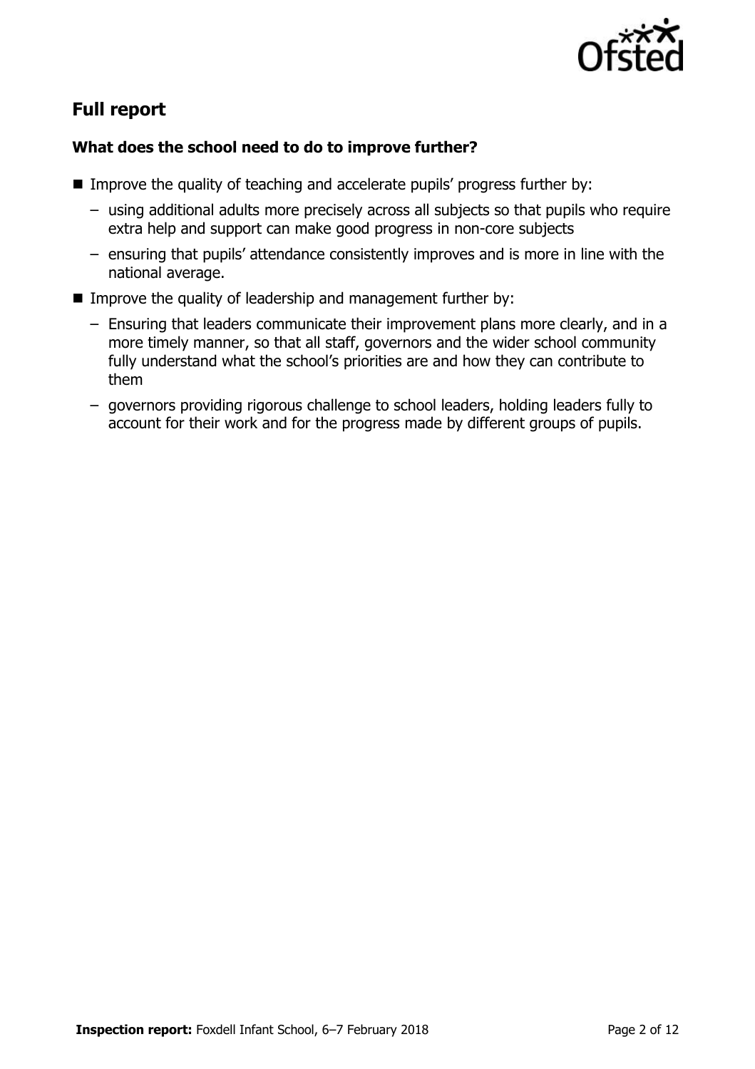## Full report

### What does the school need to do to improve further?

- Improve the quality of teaching and accelerate pupils' progress further by:
  - using additional adults more precisely across all subjects so that pupils who require extra help and support can make good progress in non-core subjects
  - ensuring that pupils' attendance consistently improves and is more in line with the national average.
- Improve the quality of leadership and management further by:
  - Ensuring that leaders communicate their improvement plans more clearly, and in a more timely manner, so that all staff, governors and the wider school community fully understand what the school's priorities are and how they can contribute to them
  - governors providing rigorous challenge to school leaders, holding leaders fully to account for their work and for the progress made by different groups of pupils.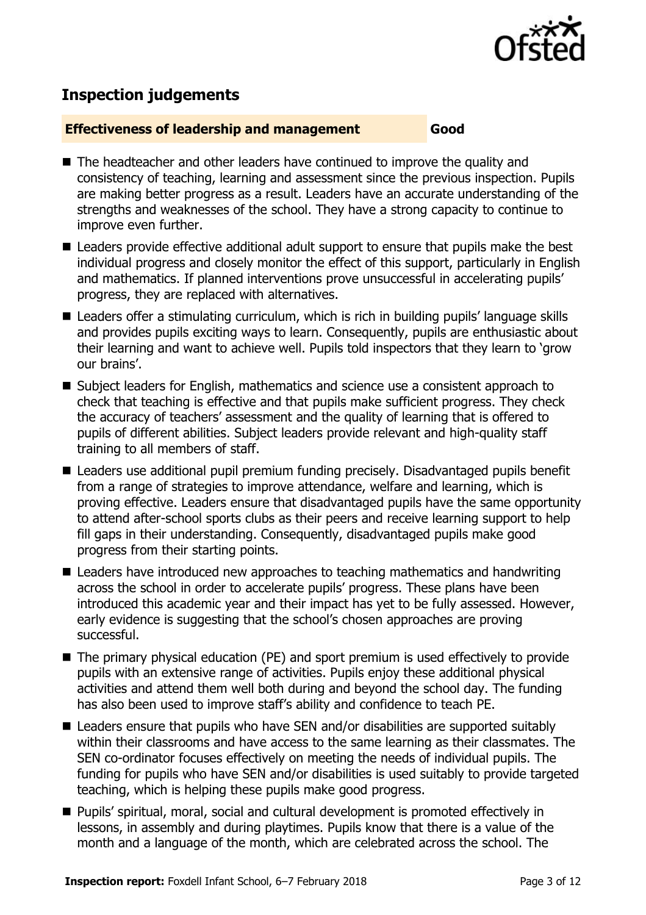## Inspection judgements

**Effectiveness of leadership and management** **Good**

- The headteacher and other leaders have continued to improve the quality and consistency of teaching, learning and assessment since the previous inspection. Pupils are making better progress as a result. Leaders have an accurate understanding of the strengths and weaknesses of the school. They have a strong capacity to continue to improve even further.
- Leaders provide effective additional adult support to ensure that pupils make the best individual progress and closely monitor the effect of this support, particularly in English and mathematics. If planned interventions prove unsuccessful in accelerating pupils' progress, they are replaced with alternatives.
- Leaders offer a stimulating curriculum, which is rich in building pupils' language skills and provides pupils exciting ways to learn. Consequently, pupils are enthusiastic about their learning and want to achieve well. Pupils told inspectors that they learn to 'grow our brains'.
- Subject leaders for English, mathematics and science use a consistent approach to check that teaching is effective and that pupils make sufficient progress. They check the accuracy of teachers' assessment and the quality of learning that is offered to pupils of different abilities. Subject leaders provide relevant and high-quality staff training to all members of staff.
- Leaders use additional pupil premium funding precisely. Disadvantaged pupils benefit from a range of strategies to improve attendance, welfare and learning, which is proving effective. Leaders ensure that disadvantaged pupils have the same opportunity to attend after-school sports clubs as their peers and receive learning support to help fill gaps in their understanding. Consequently, disadvantaged pupils make good progress from their starting points.
- Leaders have introduced new approaches to teaching mathematics and handwriting across the school in order to accelerate pupils' progress. These plans have been introduced this academic year and their impact has yet to be fully assessed. However, early evidence is suggesting that the school's chosen approaches are proving successful.
- The primary physical education (PE) and sport premium is used effectively to provide pupils with an extensive range of activities. Pupils enjoy these additional physical activities and attend them well both during and beyond the school day. The funding has also been used to improve staff's ability and confidence to teach PE.
- Leaders ensure that pupils who have SEN and/or disabilities are supported suitably within their classrooms and have access to the same learning as their classmates. The SEN co-ordinator focuses effectively on meeting the needs of individual pupils. The funding for pupils who have SEN and/or disabilities is used suitably to provide targeted teaching, which is helping these pupils make good progress.
- Pupils' spiritual, moral, social and cultural development is promoted effectively in lessons, in assembly and during playtimes. Pupils know that there is a value of the month and a language of the month, which are celebrated across the school. The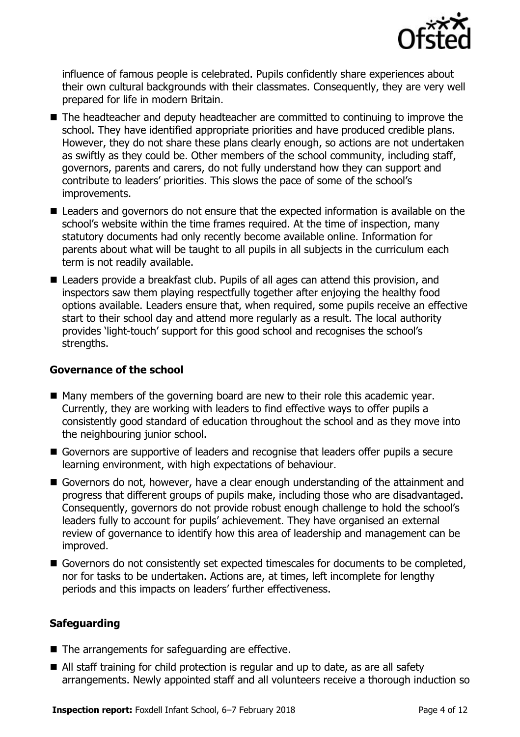influence of famous people is celebrated. Pupils confidently share experiences about their own cultural backgrounds with their classmates. Consequently, they are very well prepared for life in modern Britain.

- The headteacher and deputy headteacher are committed to continuing to improve the school. They have identified appropriate priorities and have produced credible plans. However, they do not share these plans clearly enough, so actions are not undertaken as swiftly as they could be. Other members of the school community, including staff, governors, parents and carers, do not fully understand how they can support and contribute to leaders' priorities. This slows the pace of some of the school's improvements.
- Leaders and governors do not ensure that the expected information is available on the school's website within the time frames required. At the time of inspection, many statutory documents had only recently become available online. Information for parents about what will be taught to all pupils in all subjects in the curriculum each term is not readily available.
- Leaders provide a breakfast club. Pupils of all ages can attend this provision, and inspectors saw them playing respectfully together after enjoying the healthy food options available. Leaders ensure that, when required, some pupils receive an effective start to their school day and attend more regularly as a result. The local authority provides 'light-touch' support for this good school and recognises the school's strengths.

### Governance of the school

- Many members of the governing board are new to their role this academic year. Currently, they are working with leaders to find effective ways to offer pupils a consistently good standard of education throughout the school and as they move into the neighbouring junior school.
- Governors are supportive of leaders and recognise that leaders offer pupils a secure learning environment, with high expectations of behaviour.
- Governors do not, however, have a clear enough understanding of the attainment and progress that different groups of pupils make, including those who are disadvantaged. Consequently, governors do not provide robust enough challenge to hold the school's leaders fully to account for pupils' achievement. They have organised an external review of governance to identify how this area of leadership and management can be improved.
- Governors do not consistently set expected timescales for documents to be completed, nor for tasks to be undertaken. Actions are, at times, left incomplete for lengthy periods and this impacts on leaders' further effectiveness.

### Safeguarding

- The arrangements for safeguarding are effective.
- All staff training for child protection is regular and up to date, as are all safety arrangements. Newly appointed staff and all volunteers receive a thorough induction so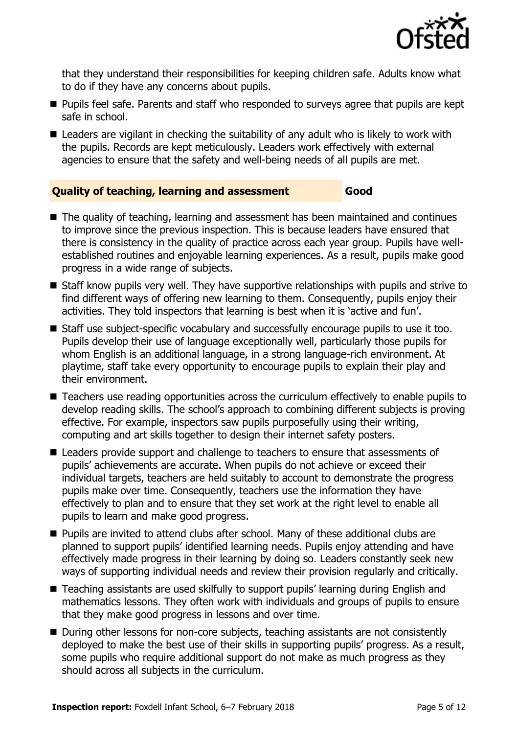that they understand their responsibilities for keeping children safe. Adults know what to do if they have any concerns about pupils.

- Pupils feel safe. Parents and staff who responded to surveys agree that pupils are kept safe in school.
- Leaders are vigilant in checking the suitability of any adult who is likely to work with the pupils. Records are kept meticulously. Leaders work effectively with external agencies to ensure that the safety and well-being needs of all pupils are met.

## Quality of teaching, learning and assessment — Good

- The quality of teaching, learning and assessment has been maintained and continues to improve since the previous inspection. This is because leaders have ensured that there is consistency in the quality of practice across each year group. Pupils have well-established routines and enjoyable learning experiences. As a result, pupils make good progress in a wide range of subjects.
- Staff know pupils very well. They have supportive relationships with pupils and strive to find different ways of offering new learning to them. Consequently, pupils enjoy their activities. They told inspectors that learning is best when it is 'active and fun'.
- Staff use subject-specific vocabulary and successfully encourage pupils to use it too. Pupils develop their use of language exceptionally well, particularly those pupils for whom English is an additional language, in a strong language-rich environment. At playtime, staff take every opportunity to encourage pupils to explain their play and their environment.
- Teachers use reading opportunities across the curriculum effectively to enable pupils to develop reading skills. The school's approach to combining different subjects is proving effective. For example, inspectors saw pupils purposefully using their writing, computing and art skills together to design their internet safety posters.
- Leaders provide support and challenge to teachers to ensure that assessments of pupils' achievements are accurate. When pupils do not achieve or exceed their individual targets, teachers are held suitably to account to demonstrate the progress pupils make over time. Consequently, teachers use the information they have effectively to plan and to ensure that they set work at the right level to enable all pupils to learn and make good progress.
- Pupils are invited to attend clubs after school. Many of these additional clubs are planned to support pupils' identified learning needs. Pupils enjoy attending and have effectively made progress in their learning by doing so. Leaders constantly seek new ways of supporting individual needs and review their provision regularly and critically.
- Teaching assistants are used skilfully to support pupils' learning during English and mathematics lessons. They often work with individuals and groups of pupils to ensure that they make good progress in lessons and over time.
- During other lessons for non-core subjects, teaching assistants are not consistently deployed to make the best use of their skills in supporting pupils' progress. As a result, some pupils who require additional support do not make as much progress as they should across all subjects in the curriculum.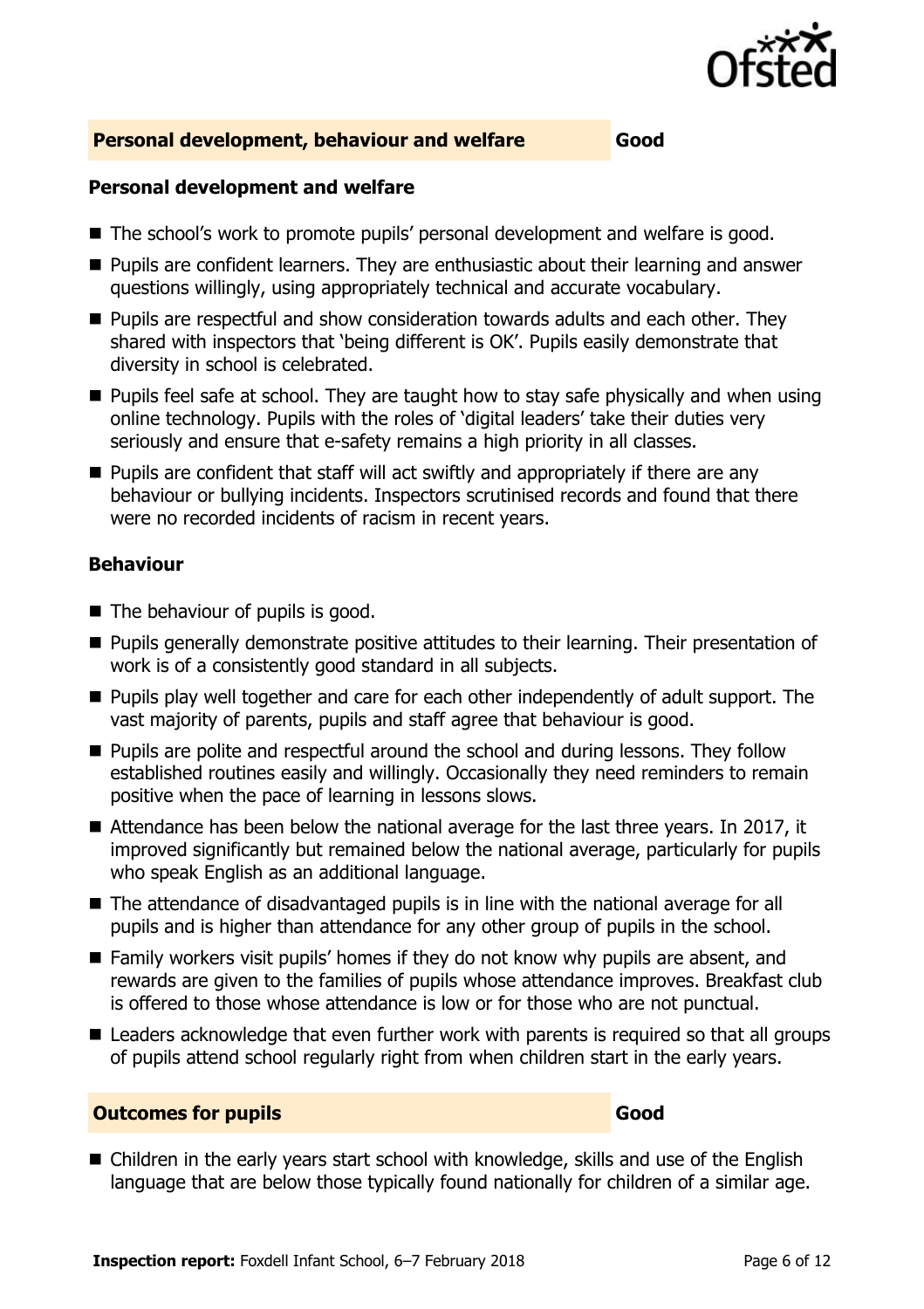## Personal development, behaviour and welfare — Good

### Personal development and welfare

- The school's work to promote pupils' personal development and welfare is good.
- Pupils are confident learners. They are enthusiastic about their learning and answer questions willingly, using appropriately technical and accurate vocabulary.
- Pupils are respectful and show consideration towards adults and each other. They shared with inspectors that 'being different is OK'. Pupils easily demonstrate that diversity in school is celebrated.
- Pupils feel safe at school. They are taught how to stay safe physically and when using online technology. Pupils with the roles of 'digital leaders' take their duties very seriously and ensure that e-safety remains a high priority in all classes.
- Pupils are confident that staff will act swiftly and appropriately if there are any behaviour or bullying incidents. Inspectors scrutinised records and found that there were no recorded incidents of racism in recent years.

### Behaviour

- The behaviour of pupils is good.
- Pupils generally demonstrate positive attitudes to their learning. Their presentation of work is of a consistently good standard in all subjects.
- Pupils play well together and care for each other independently of adult support. The vast majority of parents, pupils and staff agree that behaviour is good.
- Pupils are polite and respectful around the school and during lessons. They follow established routines easily and willingly. Occasionally they need reminders to remain positive when the pace of learning in lessons slows.
- Attendance has been below the national average for the last three years. In 2017, it improved significantly but remained below the national average, particularly for pupils who speak English as an additional language.
- The attendance of disadvantaged pupils is in line with the national average for all pupils and is higher than attendance for any other group of pupils in the school.
- Family workers visit pupils' homes if they do not know why pupils are absent, and rewards are given to the families of pupils whose attendance improves. Breakfast club is offered to those whose attendance is low or for those who are not punctual.
- Leaders acknowledge that even further work with parents is required so that all groups of pupils attend school regularly right from when children start in the early years.

## Outcomes for pupils — Good

- Children in the early years start school with knowledge, skills and use of the English language that are below those typically found nationally for children of a similar age.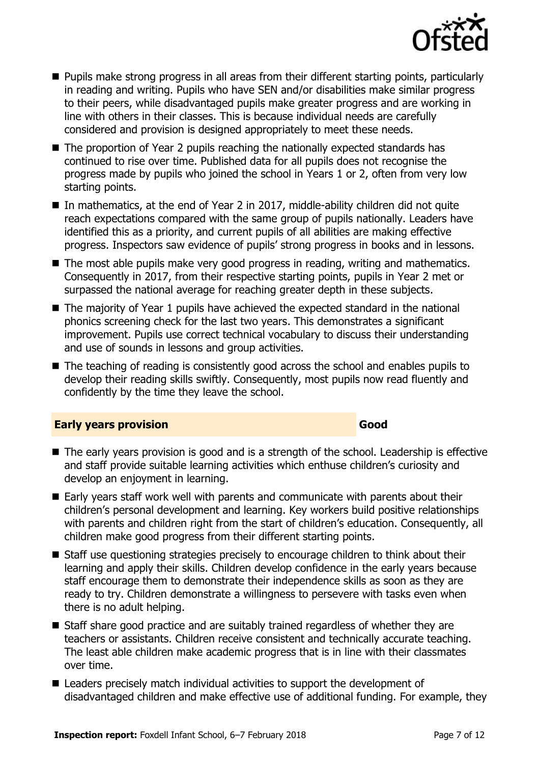- Pupils make strong progress in all areas from their different starting points, particularly in reading and writing. Pupils who have SEN and/or disabilities make similar progress to their peers, while disadvantaged pupils make greater progress and are working in line with others in their classes. This is because individual needs are carefully considered and provision is designed appropriately to meet these needs.
- The proportion of Year 2 pupils reaching the nationally expected standards has continued to rise over time. Published data for all pupils does not recognise the progress made by pupils who joined the school in Years 1 or 2, often from very low starting points.
- In mathematics, at the end of Year 2 in 2017, middle-ability children did not quite reach expectations compared with the same group of pupils nationally. Leaders have identified this as a priority, and current pupils of all abilities are making effective progress. Inspectors saw evidence of pupils' strong progress in books and in lessons.
- The most able pupils make very good progress in reading, writing and mathematics. Consequently in 2017, from their respective starting points, pupils in Year 2 met or surpassed the national average for reaching greater depth in these subjects.
- The majority of Year 1 pupils have achieved the expected standard in the national phonics screening check for the last two years. This demonstrates a significant improvement. Pupils use correct technical vocabulary to discuss their understanding and use of sounds in lessons and group activities.
- The teaching of reading is consistently good across the school and enables pupils to develop their reading skills swiftly. Consequently, most pupils now read fluently and confidently by the time they leave the school.

## Early years provision — Good

- The early years provision is good and is a strength of the school. Leadership is effective and staff provide suitable learning activities which enthuse children's curiosity and develop an enjoyment in learning.
- Early years staff work well with parents and communicate with parents about their children's personal development and learning. Key workers build positive relationships with parents and children right from the start of children's education. Consequently, all children make good progress from their different starting points.
- Staff use questioning strategies precisely to encourage children to think about their learning and apply their skills. Children develop confidence in the early years because staff encourage them to demonstrate their independence skills as soon as they are ready to try. Children demonstrate a willingness to persevere with tasks even when there is no adult helping.
- Staff share good practice and are suitably trained regardless of whether they are teachers or assistants. Children receive consistent and technically accurate teaching. The least able children make academic progress that is in line with their classmates over time.
- Leaders precisely match individual activities to support the development of disadvantaged children and make effective use of additional funding. For example, they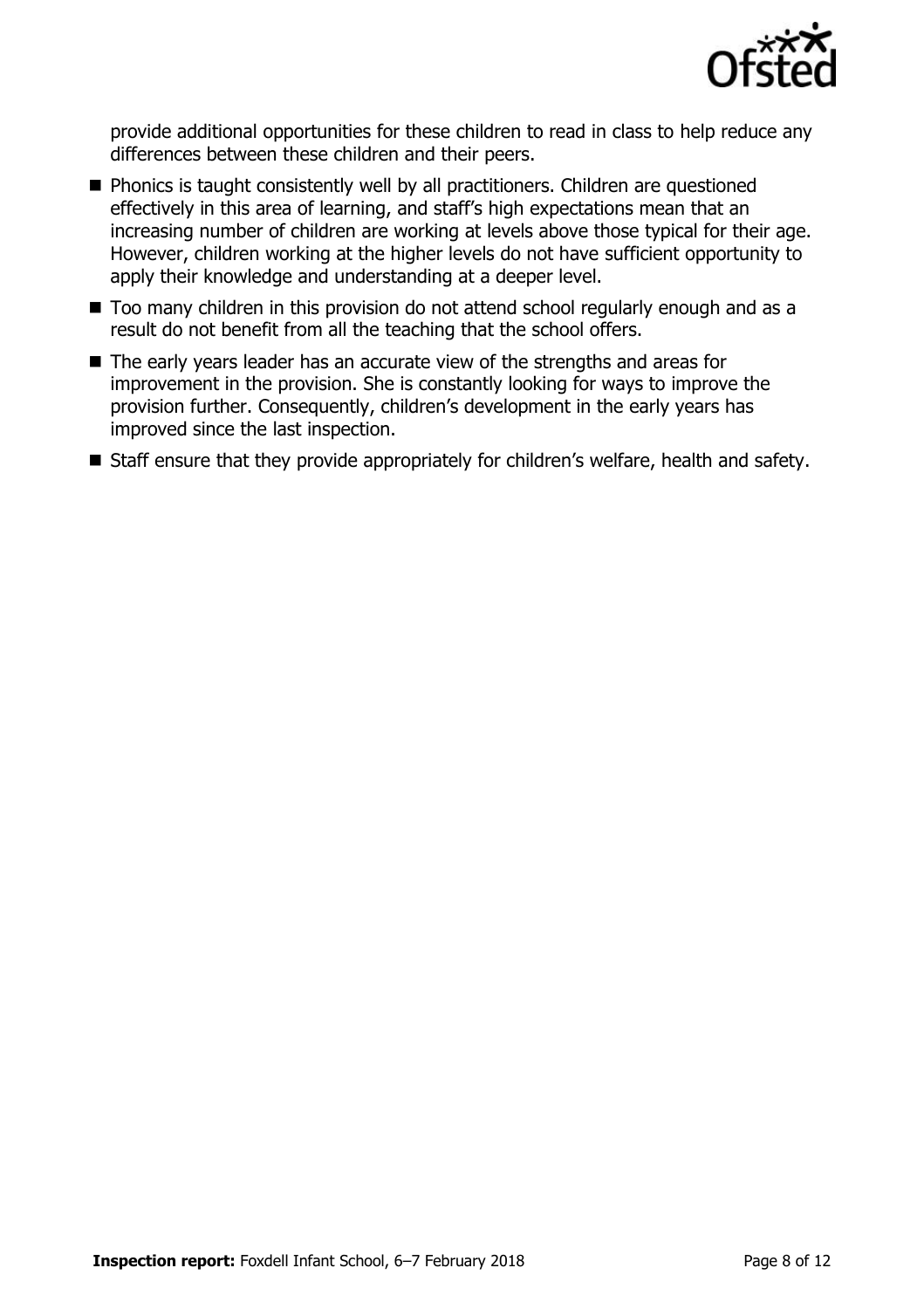provide additional opportunities for these children to read in class to help reduce any differences between these children and their peers.

- Phonics is taught consistently well by all practitioners. Children are questioned effectively in this area of learning, and staff's high expectations mean that an increasing number of children are working at levels above those typical for their age. However, children working at the higher levels do not have sufficient opportunity to apply their knowledge and understanding at a deeper level.
- Too many children in this provision do not attend school regularly enough and as a result do not benefit from all the teaching that the school offers.
- The early years leader has an accurate view of the strengths and areas for improvement in the provision. She is constantly looking for ways to improve the provision further. Consequently, children's development in the early years has improved since the last inspection.
- Staff ensure that they provide appropriately for children's welfare, health and safety.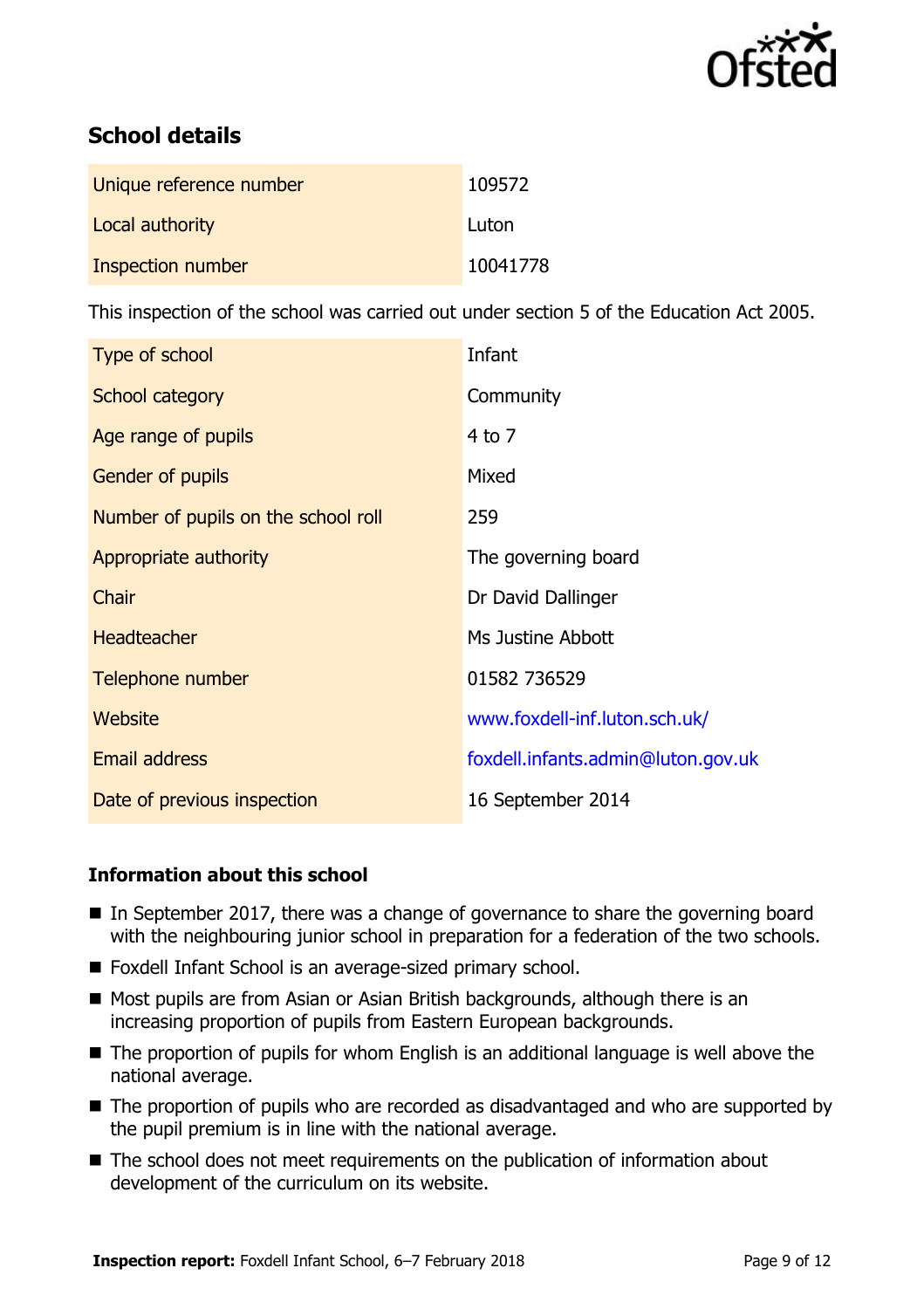## School details

| | |
|---|---|
| Unique reference number | 109572 |
| Local authority | Luton |
| Inspection number | 10041778 |

This inspection of the school was carried out under section 5 of the Education Act 2005.

| | |
|---|---|
| Type of school | Infant |
| School category | Community |
| Age range of pupils | 4 to 7 |
| Gender of pupils | Mixed |
| Number of pupils on the school roll | 259 |
| Appropriate authority | The governing board |
| Chair | Dr David Dallinger |
| Headteacher | Ms Justine Abbott |
| Telephone number | 01582 736529 |
| Website | www.foxdell-inf.luton.sch.uk/ |
| Email address | foxdell.infants.admin@luton.gov.uk |
| Date of previous inspection | 16 September 2014 |

### Information about this school

- In September 2017, there was a change of governance to share the governing board with the neighbouring junior school in preparation for a federation of the two schools.
- Foxdell Infant School is an average-sized primary school.
- Most pupils are from Asian or Asian British backgrounds, although there is an increasing proportion of pupils from Eastern European backgrounds.
- The proportion of pupils for whom English is an additional language is well above the national average.
- The proportion of pupils who are recorded as disadvantaged and who are supported by the pupil premium is in line with the national average.
- The school does not meet requirements on the publication of information about development of the curriculum on its website.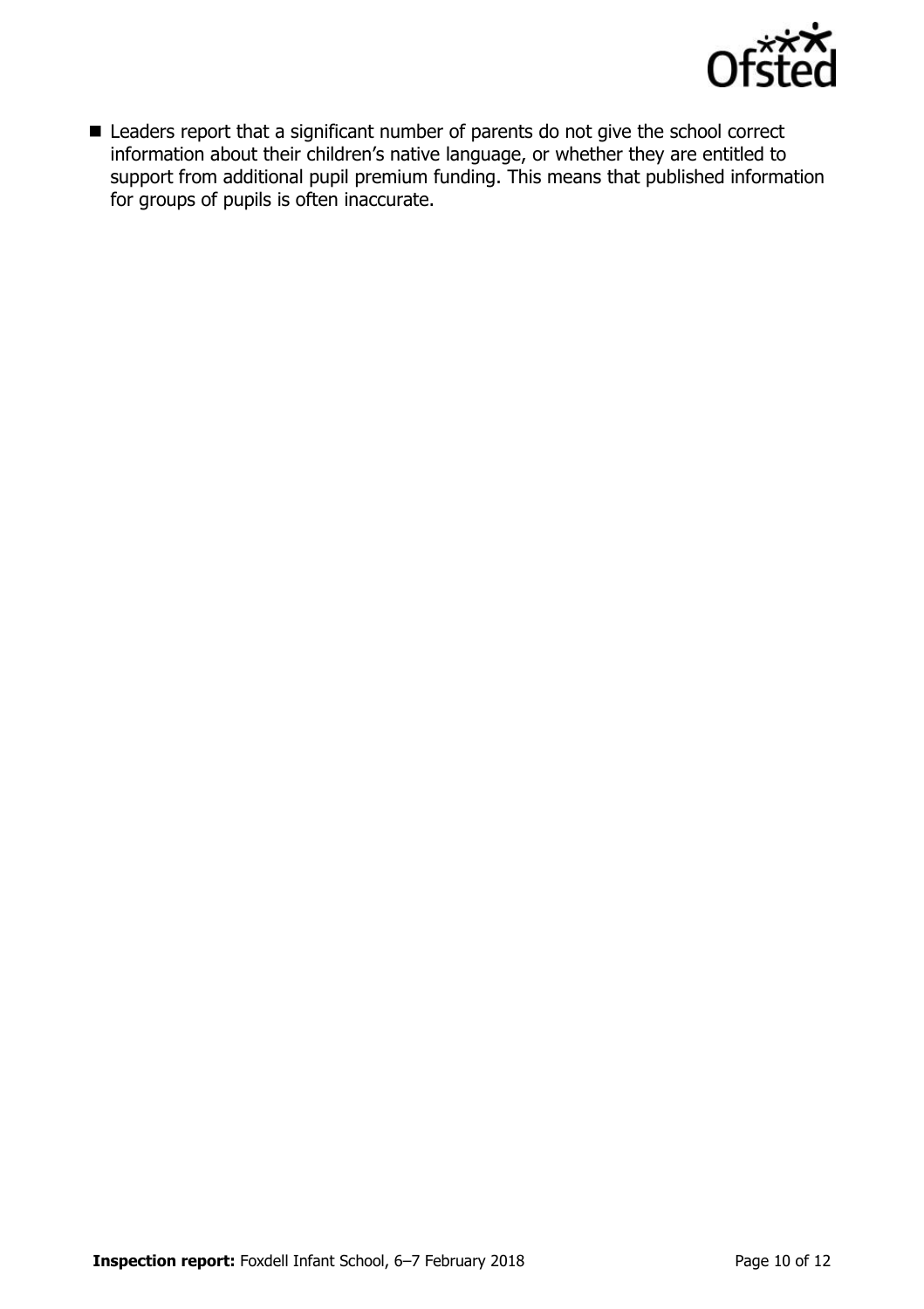- Leaders report that a significant number of parents do not give the school correct information about their children's native language, or whether they are entitled to support from additional pupil premium funding. This means that published information for groups of pupils is often inaccurate.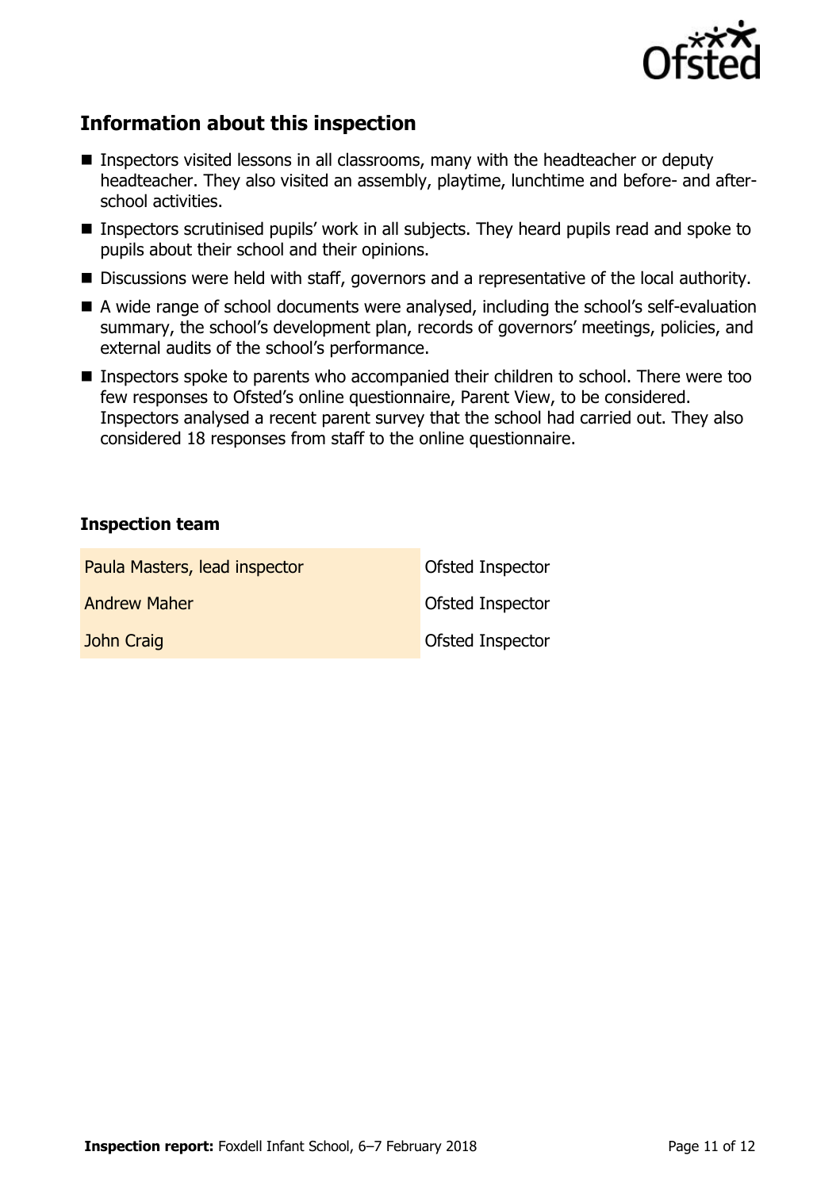## Information about this inspection

- Inspectors visited lessons in all classrooms, many with the headteacher or deputy headteacher. They also visited an assembly, playtime, lunchtime and before- and after-school activities.
- Inspectors scrutinised pupils' work in all subjects. They heard pupils read and spoke to pupils about their school and their opinions.
- Discussions were held with staff, governors and a representative of the local authority.
- A wide range of school documents were analysed, including the school's self-evaluation summary, the school's development plan, records of governors' meetings, policies, and external audits of the school's performance.
- Inspectors spoke to parents who accompanied their children to school. There were too few responses to Ofsted's online questionnaire, Parent View, to be considered. Inspectors analysed a recent parent survey that the school had carried out. They also considered 18 responses from staff to the online questionnaire.

### Inspection team

| | |
|---|---|
| Paula Masters, lead inspector | Ofsted Inspector |
| Andrew Maher | Ofsted Inspector |
| John Craig | Ofsted Inspector |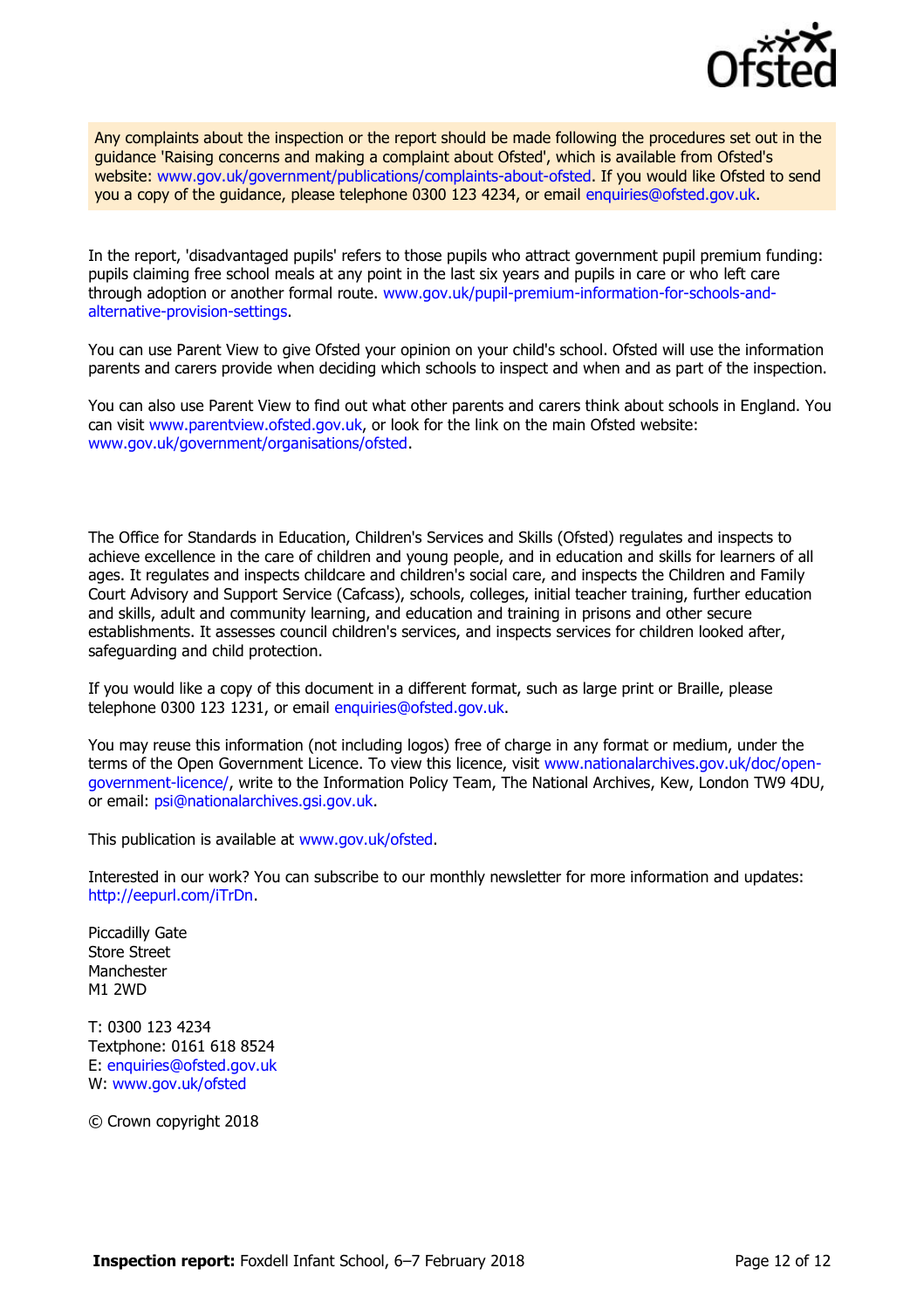Any complaints about the inspection or the report should be made following the procedures set out in the guidance 'Raising concerns and making a complaint about Ofsted', which is available from Ofsted's website: www.gov.uk/government/publications/complaints-about-ofsted. If you would like Ofsted to send you a copy of the guidance, please telephone 0300 123 4234, or email enquiries@ofsted.gov.uk.

In the report, 'disadvantaged pupils' refers to those pupils who attract government pupil premium funding: pupils claiming free school meals at any point in the last six years and pupils in care or who left care through adoption or another formal route. www.gov.uk/pupil-premium-information-for-schools-and-alternative-provision-settings.

You can use Parent View to give Ofsted your opinion on your child's school. Ofsted will use the information parents and carers provide when deciding which schools to inspect and when and as part of the inspection.

You can also use Parent View to find out what other parents and carers think about schools in England. You can visit www.parentview.ofsted.gov.uk, or look for the link on the main Ofsted website: www.gov.uk/government/organisations/ofsted.

The Office for Standards in Education, Children's Services and Skills (Ofsted) regulates and inspects to achieve excellence in the care of children and young people, and in education and skills for learners of all ages. It regulates and inspects childcare and children's social care, and inspects the Children and Family Court Advisory and Support Service (Cafcass), schools, colleges, initial teacher training, further education and skills, adult and community learning, and education and training in prisons and other secure establishments. It assesses council children's services, and inspects services for children looked after, safeguarding and child protection.

If you would like a copy of this document in a different format, such as large print or Braille, please telephone 0300 123 1231, or email enquiries@ofsted.gov.uk.

You may reuse this information (not including logos) free of charge in any format or medium, under the terms of the Open Government Licence. To view this licence, visit www.nationalarchives.gov.uk/doc/open-government-licence/, write to the Information Policy Team, The National Archives, Kew, London TW9 4DU, or email: psi@nationalarchives.gsi.gov.uk.

This publication is available at www.gov.uk/ofsted.

Interested in our work? You can subscribe to our monthly newsletter for more information and updates: http://eepurl.com/iTrDn.

Piccadilly Gate
Store Street
Manchester
M1 2WD

T: 0300 123 4234
Textphone: 0161 618 8524
E: enquiries@ofsted.gov.uk
W: www.gov.uk/ofsted

© Crown copyright 2018